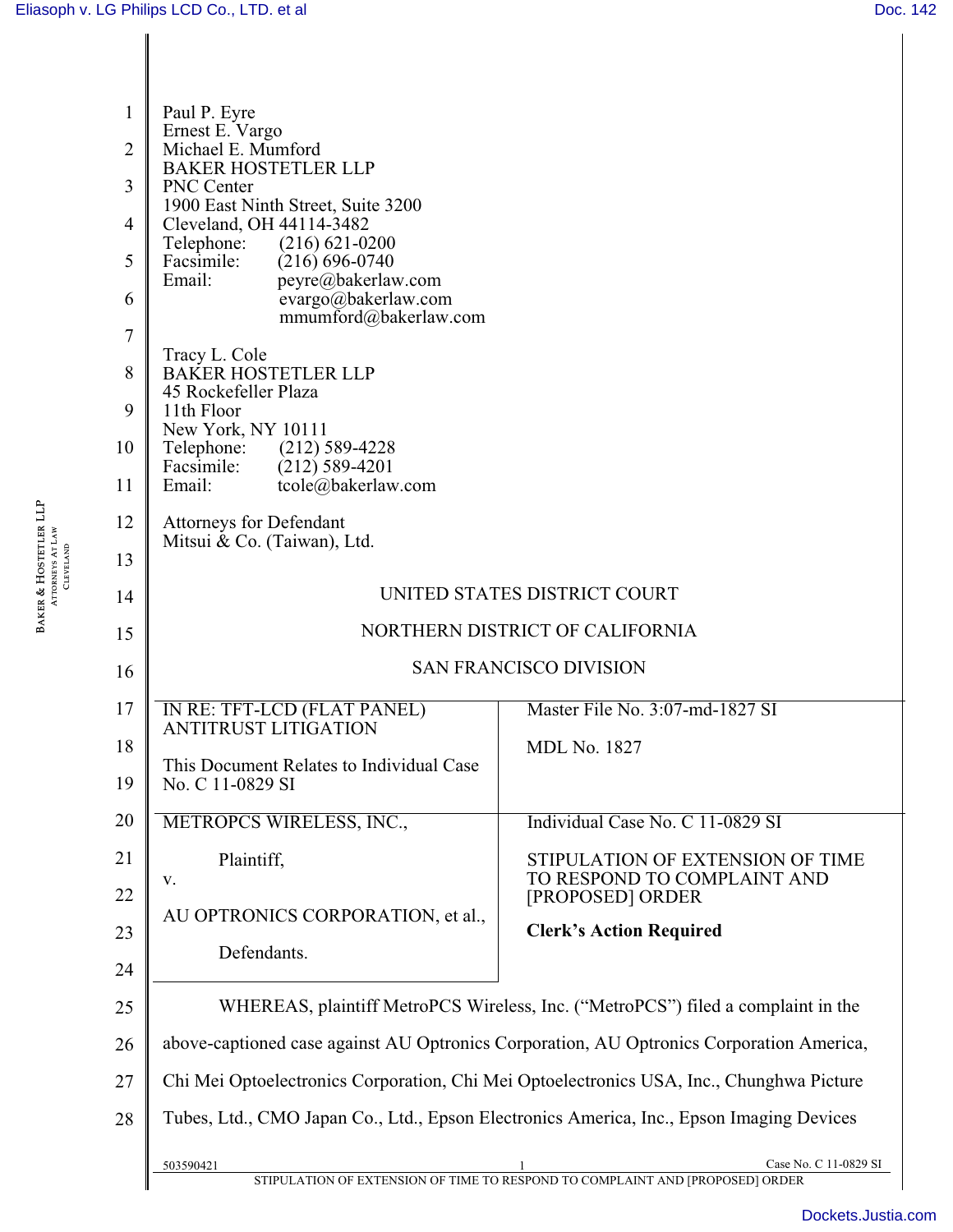Paul P. Eyre
Ernest E. Vargo
Michael E. Mumford
BAKER HOSTETLER LLP
PNC Center
1900 East Ninth Street, Suite 3200
Cleveland, OH 44114-3482
Telephone: (216) 621-0200
Facsimile: (216) 696-0740
Email: peyre@bakerlaw.com
evargo@bakerlaw.com
mmumford@bakerlaw.com

Tracy L. Cole
BAKER HOSTETLER LLP
45 Rockefeller Plaza
11th Floor
New York, NY 10111
Telephone: (212) 589-4228
Facsimile: (212) 589-4201
Email: tcole@bakerlaw.com

Attorneys for Defendant
Mitsui & Co. (Taiwan), Ltd.

UNITED STATES DISTRICT COURT

NORTHERN DISTRICT OF CALIFORNIA

SAN FRANCISCO DIVISION

| | |
|---|---|
| IN RE: TFT-LCD (FLAT PANEL) ANTITRUST LITIGATION<br><br>This Document Relates to Individual Case No. C 11-0829 SI | Master File No. 3:07-md-1827 SI<br><br>MDL No. 1827 |
| METROPCS WIRELESS, INC.,<br><br>Plaintiff,<br><br>v.<br><br>AU OPTRONICS CORPORATION, et al.,<br><br>Defendants. | Individual Case No. C 11-0829 SI<br><br>STIPULATION OF EXTENSION OF TIME TO RESPOND TO COMPLAINT AND [PROPOSED] ORDER<br><br>**Clerk's Action Required** |

WHEREAS, plaintiff MetroPCS Wireless, Inc. ("MetroPCS") filed a complaint in the above-captioned case against AU Optronics Corporation, AU Optronics Corporation America, Chi Mei Optoelectronics Corporation, Chi Mei Optoelectronics USA, Inc., Chunghwa Picture Tubes, Ltd., CMO Japan Co., Ltd., Epson Electronics America, Inc., Epson Imaging Devices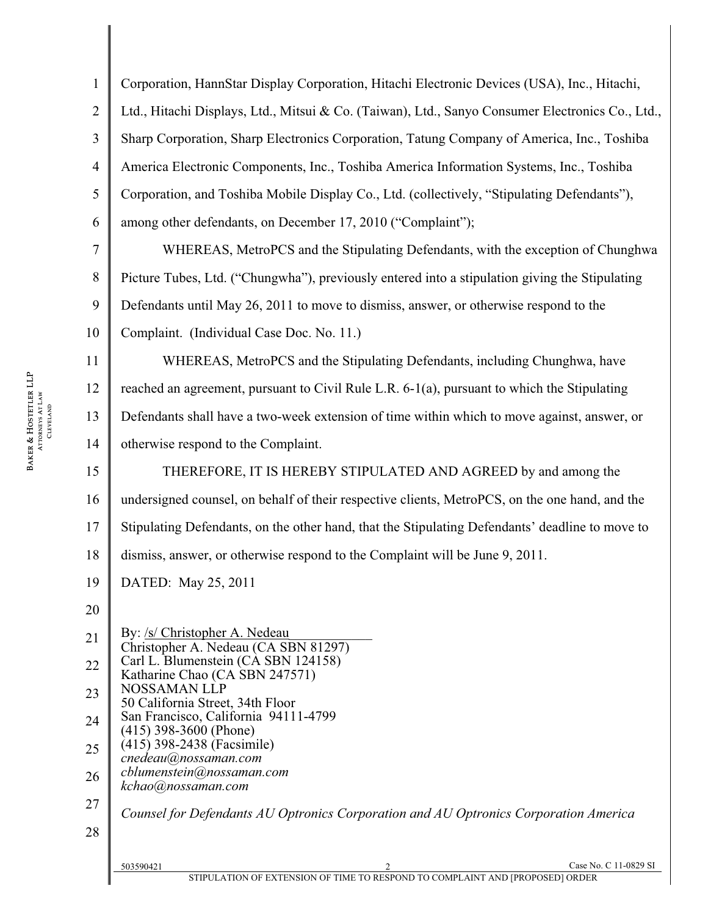Corporation, HannStar Display Corporation, Hitachi Electronic Devices (USA), Inc., Hitachi, Ltd., Hitachi Displays, Ltd., Mitsui & Co. (Taiwan), Ltd., Sanyo Consumer Electronics Co., Ltd., Sharp Corporation, Sharp Electronics Corporation, Tatung Company of America, Inc., Toshiba America Electronic Components, Inc., Toshiba America Information Systems, Inc., Toshiba Corporation, and Toshiba Mobile Display Co., Ltd. (collectively, "Stipulating Defendants"), among other defendants, on December 17, 2010 ("Complaint");

WHEREAS, MetroPCS and the Stipulating Defendants, with the exception of Chunghwa Picture Tubes, Ltd. ("Chungwha"), previously entered into a stipulation giving the Stipulating Defendants until May 26, 2011 to move to dismiss, answer, or otherwise respond to the Complaint. (Individual Case Doc. No. 11.)

WHEREAS, MetroPCS and the Stipulating Defendants, including Chunghwa, have reached an agreement, pursuant to Civil Rule L.R. 6-1(a), pursuant to which the Stipulating Defendants shall have a two-week extension of time within which to move against, answer, or otherwise respond to the Complaint.

THEREFORE, IT IS HEREBY STIPULATED AND AGREED by and among the undersigned counsel, on behalf of their respective clients, MetroPCS, on the one hand, and the Stipulating Defendants, on the other hand, that the Stipulating Defendants' deadline to move to dismiss, answer, or otherwise respond to the Complaint will be June 9, 2011.

DATED: May 25, 2011

By: /s/ Christopher A. Nedeau
Christopher A. Nedeau (CA SBN 81297)
Carl L. Blumenstein (CA SBN 124158)
Katharine Chao (CA SBN 247571)
NOSSAMAN LLP
50 California Street, 34th Floor
San Francisco, California 94111-4799
(415) 398-3600 (Phone)
(415) 398-2438 (Facsimile)
*cnedeau@nossaman.com*
*cblumenstein@nossaman.com*
*kchao@nossaman.com*

*Counsel for Defendants AU Optronics Corporation and AU Optronics Corporation America*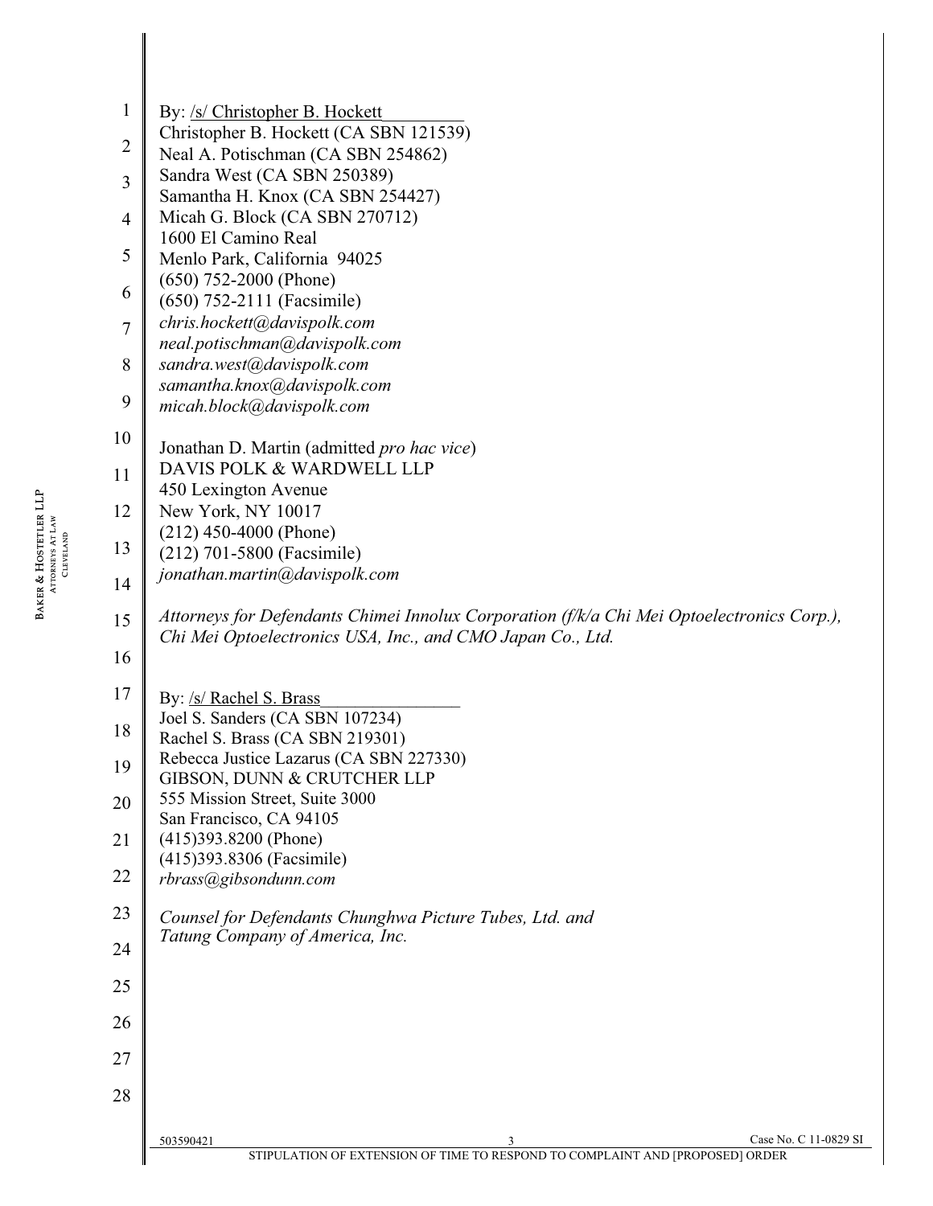By: /s/ Christopher B. Hockett
Christopher B. Hockett (CA SBN 121539)
Neal A. Potischman (CA SBN 254862)
Sandra West (CA SBN 250389)
Samantha H. Knox (CA SBN 254427)
Micah G. Block (CA SBN 270712)
1600 El Camino Real
Menlo Park, California 94025
(650) 752-2000 (Phone)
(650) 752-2111 (Facsimile)
*chris.hockett@davispolk.com*
*neal.potischman@davispolk.com*
*sandra.west@davispolk.com*
*samantha.knox@davispolk.com*
*micah.block@davispolk.com*

Jonathan D. Martin (admitted *pro hac vice*)
DAVIS POLK & WARDWELL LLP
450 Lexington Avenue
New York, NY 10017
(212) 450-4000 (Phone)
(212) 701-5800 (Facsimile)
*jonathan.martin@davispolk.com*

*Attorneys for Defendants Chimei Innolux Corporation (f/k/a Chi Mei Optoelectronics Corp.), Chi Mei Optoelectronics USA, Inc., and CMO Japan Co., Ltd.*

By: /s/ Rachel S. Brass
Joel S. Sanders (CA SBN 107234)
Rachel S. Brass (CA SBN 219301)
Rebecca Justice Lazarus (CA SBN 227330)
GIBSON, DUNN & CRUTCHER LLP
555 Mission Street, Suite 3000
San Francisco, CA 94105
(415)393.8200 (Phone)
(415)393.8306 (Facsimile)
*rbrass@gibsondunn.com*

*Counsel for Defendants Chunghwa Picture Tubes, Ltd. and Tatung Company of America, Inc.*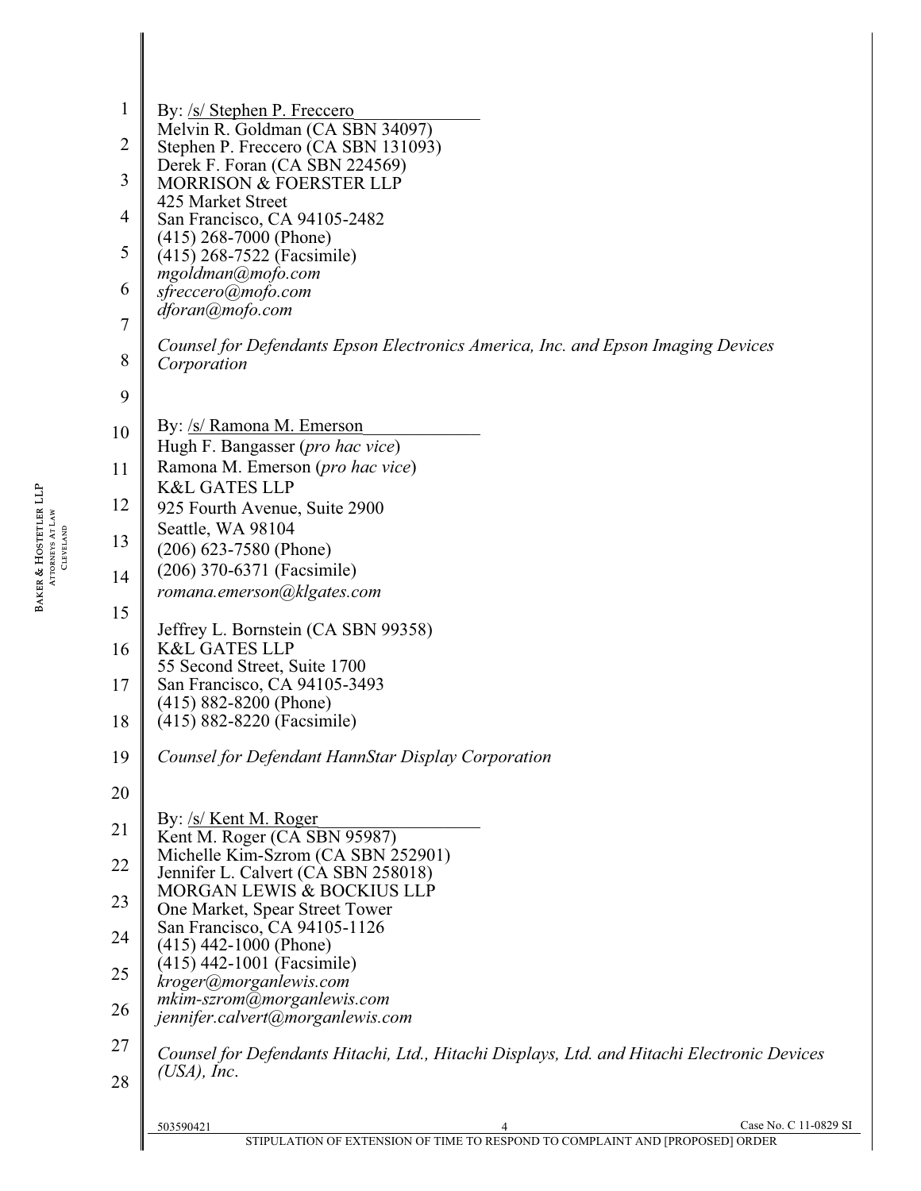By: /s/ Stephen P. Freccero
Melvin R. Goldman (CA SBN 34097)
Stephen P. Freccero (CA SBN 131093)
Derek F. Foran (CA SBN 224569)
MORRISON & FOERSTER LLP
425 Market Street
San Francisco, CA 94105-2482
(415) 268-7000 (Phone)
(415) 268-7522 (Facsimile)
*mgoldman@mofo.com*
*sfreccero@mofo.com*
*dforan@mofo.com*

*Counsel for Defendants Epson Electronics America, Inc. and Epson Imaging Devices Corporation*

By: /s/ Ramona M. Emerson
Hugh F. Bangasser (*pro hac vice*)
Ramona M. Emerson (*pro hac vice*)
K&L GATES LLP
925 Fourth Avenue, Suite 2900
Seattle, WA 98104
(206) 623-7580 (Phone)
(206) 370-6371 (Facsimile)
*romana.emerson@klgates.com*

Jeffrey L. Bornstein (CA SBN 99358)
K&L GATES LLP
55 Second Street, Suite 1700
San Francisco, CA 94105-3493
(415) 882-8200 (Phone)
(415) 882-8220 (Facsimile)

*Counsel for Defendant HannStar Display Corporation*

By: /s/ Kent M. Roger
Kent M. Roger (CA SBN 95987)
Michelle Kim-Szrom (CA SBN 252901)
Jennifer L. Calvert (CA SBN 258018)
MORGAN LEWIS & BOCKIUS LLP
One Market, Spear Street Tower
San Francisco, CA 94105-1126
(415) 442-1000 (Phone)
(415) 442-1001 (Facsimile)
*kroger@morganlewis.com*
*mkim-szrom@morganlewis.com*
*jennifer.calvert@morganlewis.com*

*Counsel for Defendants Hitachi, Ltd., Hitachi Displays, Ltd. and Hitachi Electronic Devices (USA), Inc.*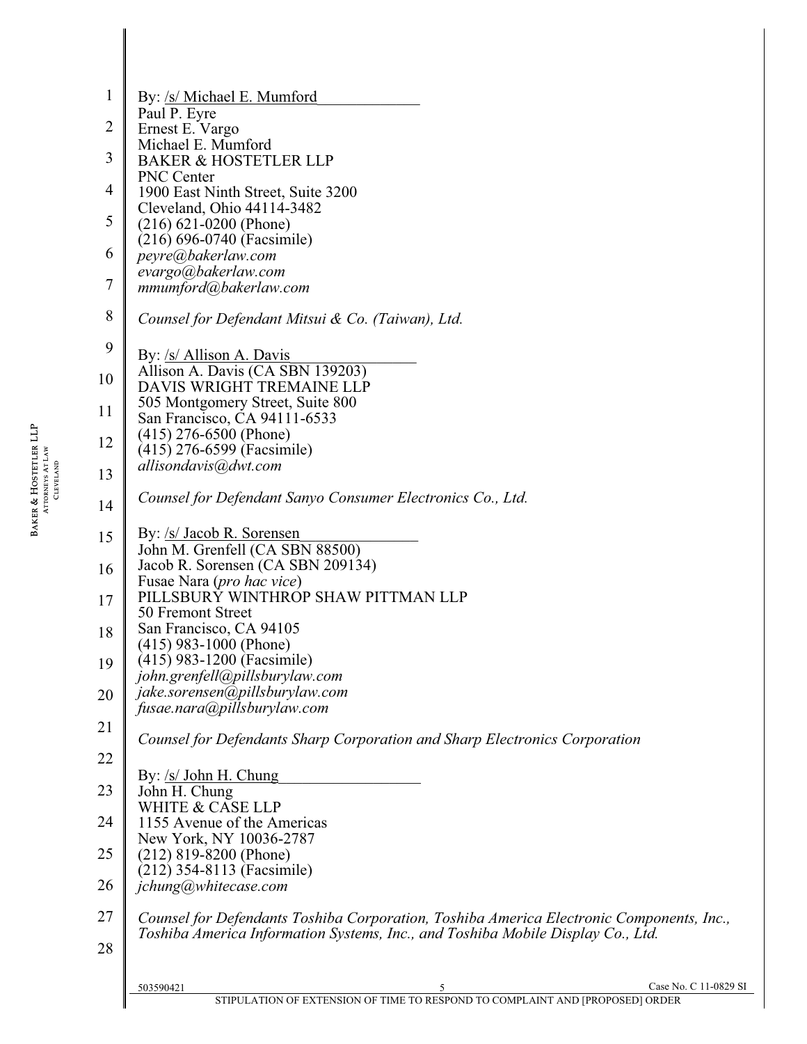By: /s/ Michael E. Mumford
Paul P. Eyre
Ernest E. Vargo
Michael E. Mumford
BAKER & HOSTETLER LLP
PNC Center
1900 East Ninth Street, Suite 3200
Cleveland, Ohio 44114-3482
(216) 621-0200 (Phone)
(216) 696-0740 (Facsimile)
*peyre@bakerlaw.com*
*evargo@bakerlaw.com*
*mmumford@bakerlaw.com*

*Counsel for Defendant Mitsui & Co. (Taiwan), Ltd.*

By: /s/ Allison A. Davis
Allison A. Davis (CA SBN 139203)
DAVIS WRIGHT TREMAINE LLP
505 Montgomery Street, Suite 800
San Francisco, CA 94111-6533
(415) 276-6500 (Phone)
(415) 276-6599 (Facsimile)
*allisondavis@dwt.com*

*Counsel for Defendant Sanyo Consumer Electronics Co., Ltd.*

By: /s/ Jacob R. Sorensen
John M. Grenfell (CA SBN 88500)
Jacob R. Sorensen (CA SBN 209134)
Fusae Nara (*pro hac vice*)
PILLSBURY WINTHROP SHAW PITTMAN LLP
50 Fremont Street
San Francisco, CA 94105
(415) 983-1000 (Phone)
(415) 983-1200 (Facsimile)
*john.grenfell@pillsburylaw.com*
*jake.sorensen@pillsburylaw.com*
*fusae.nara@pillsburylaw.com*

*Counsel for Defendants Sharp Corporation and Sharp Electronics Corporation*

By: /s/ John H. Chung
John H. Chung
WHITE & CASE LLP
1155 Avenue of the Americas
New York, NY 10036-2787
(212) 819-8200 (Phone)
(212) 354-8113 (Facsimile)
*jchung@whitecase.com*

*Counsel for Defendants Toshiba Corporation, Toshiba America Electronic Components, Inc., Toshiba America Information Systems, Inc., and Toshiba Mobile Display Co., Ltd.*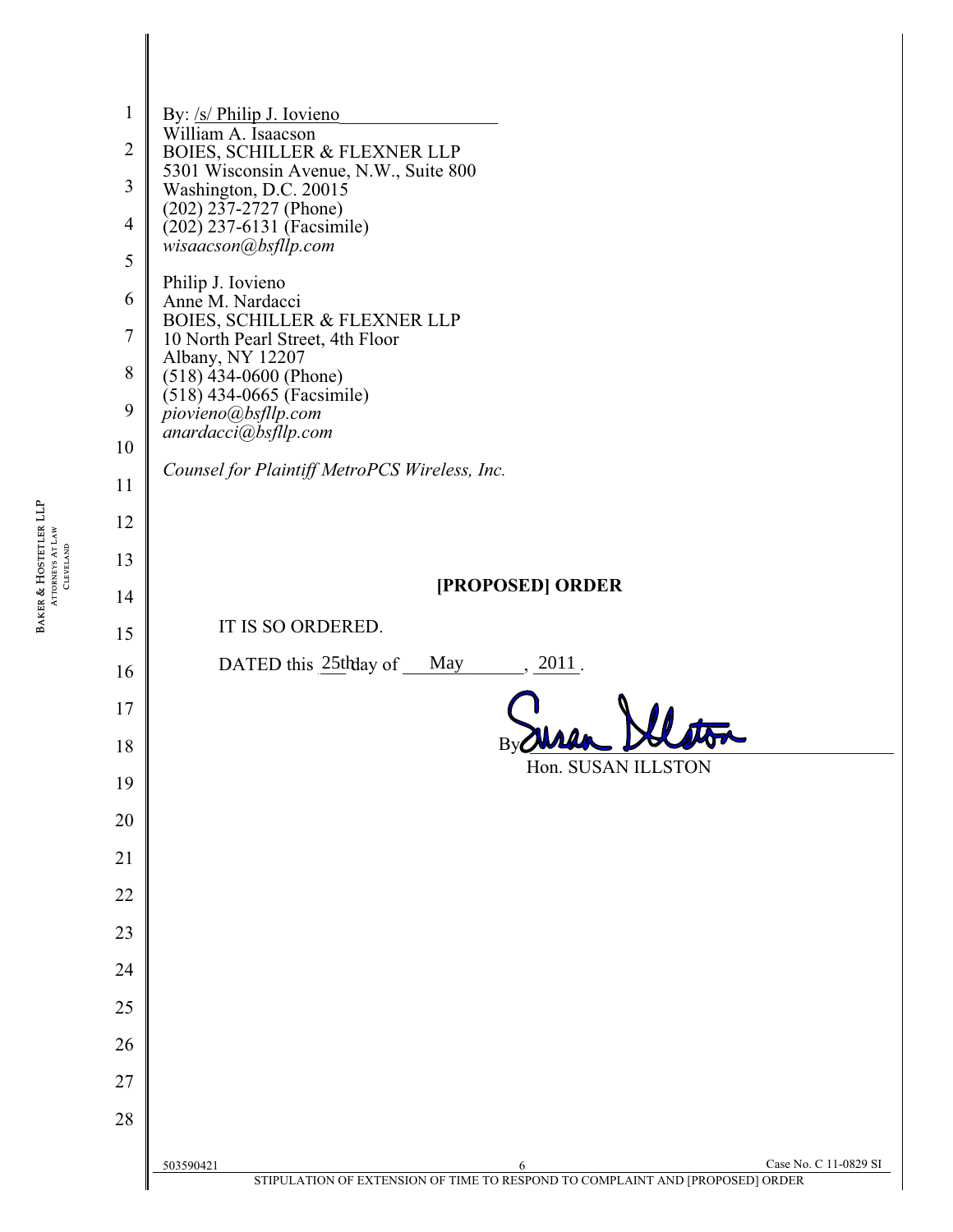By: /s/ Philip J. Iovieno
William A. Isaacson
BOIES, SCHILLER & FLEXNER LLP
5301 Wisconsin Avenue, N.W., Suite 800
Washington, D.C. 20015
(202) 237-2727 (Phone)
(202) 237-6131 (Facsimile)
*wisaacson@bsfllp.com*

Philip J. Iovieno
Anne M. Nardacci
BOIES, SCHILLER & FLEXNER LLP
10 North Pearl Street, 4th Floor
Albany, NY 12207
(518) 434-0600 (Phone)
(518) 434-0665 (Facsimile)
*piovieno@bsfllp.com*
*anardacci@bsfllp.com*

*Counsel for Plaintiff MetroPCS Wireless, Inc.*

**[PROPOSED] ORDER**

IT IS SO ORDERED.

DATED this 25th day of May, 2011.

By: Susan Illston
Hon. SUSAN ILLSTON